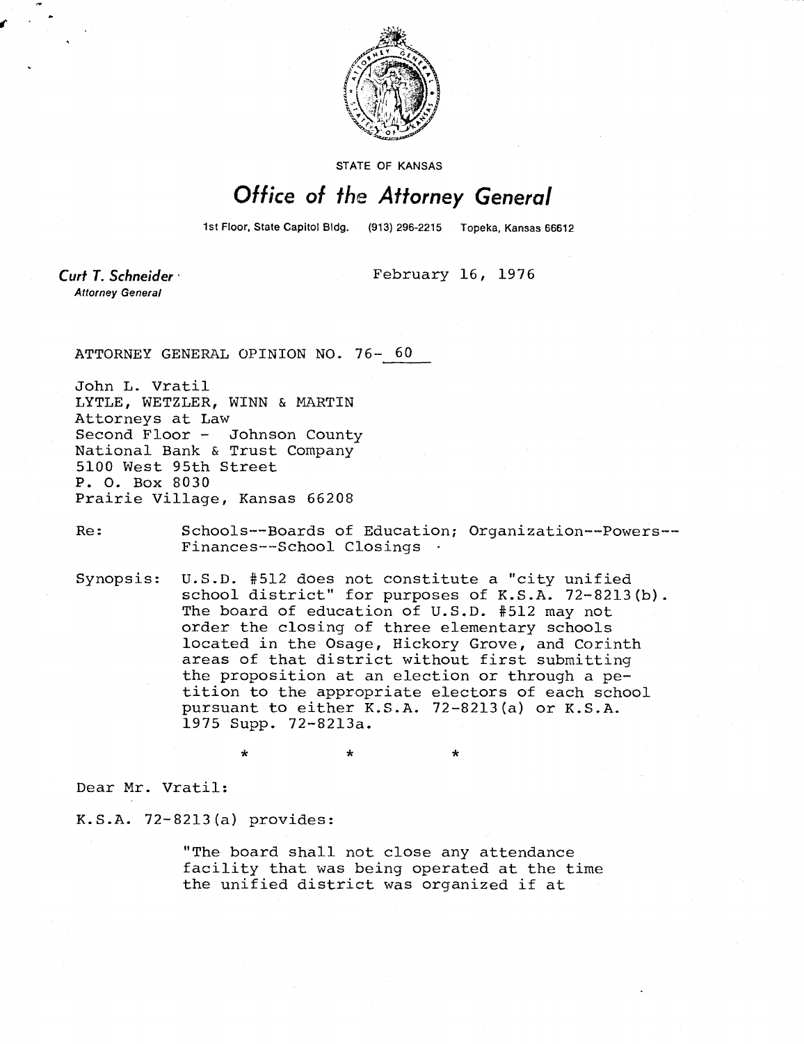STATE OF KANSAS

# Office of the Attorney General

1st Floor, State Capitol Bldg. (913) 296-2215 Topeka, Kansas 66612

**Curt T. Schneider**
Attorney General

February 16, 1976

ATTORNEY GENERAL OPINION NO. 76- 60

John L. Vratil
LYTLE, WETZLER, WINN & MARTIN
Attorneys at Law
Second Floor - Johnson County
National Bank & Trust Company
5100 West 95th Street
P. O. Box 8030
Prairie Village, Kansas 66208

Re: Schools--Boards of Education; Organization--Powers--Finances--School Closings

Synopsis: U.S.D. #512 does not constitute a "city unified school district" for purposes of K.S.A. 72-8213(b). The board of education of U.S.D. #512 may not order the closing of three elementary schools located in the Osage, Hickory Grove, and Corinth areas of that district without first submitting the proposition at an election or through a petition to the appropriate electors of each school pursuant to either K.S.A. 72-8213(a) or K.S.A. 1975 Supp. 72-8213a.

\* \* \*

Dear Mr. Vratil:

K.S.A. 72-8213(a) provides:

> "The board shall not close any attendance facility that was being operated at the time the unified district was organized if at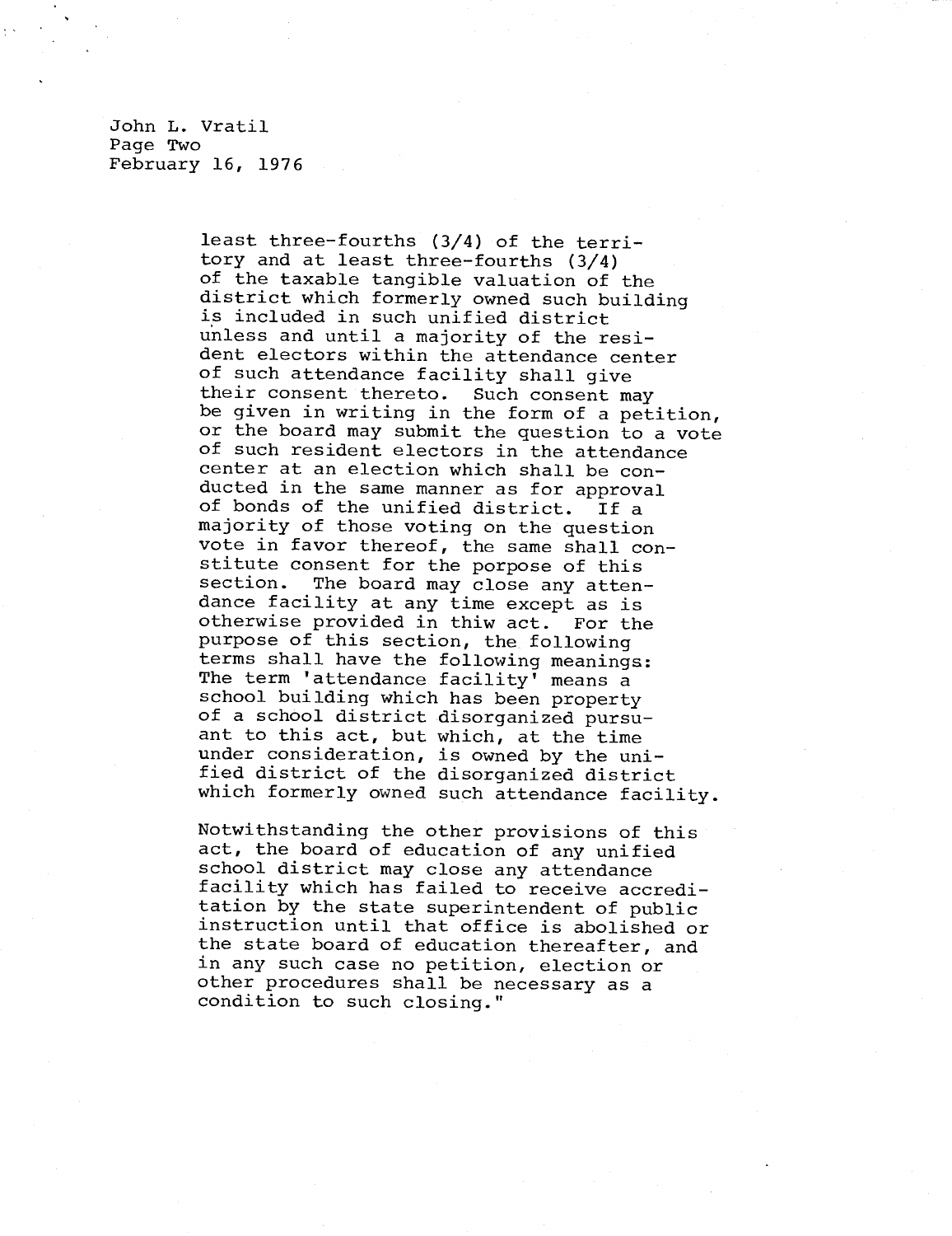least three-fourths (3/4) of the territory and at least three-fourths (3/4) of the taxable tangible valuation of the district which formerly owned such building is included in such unified district unless and until a majority of the resident electors within the attendance center of such attendance facility shall give their consent thereto. Such consent may be given in writing in the form of a petition, or the board may submit the question to a vote of such resident electors in the attendance center at an election which shall be conducted in the same manner as for approval of bonds of the unified district. If a majority of those voting on the question vote in favor thereof, the same shall constitute consent for the porpose of this section. The board may close any attendance facility at any time except as is otherwise provided in thiw act. For the purpose of this section, the following terms shall have the following meanings: The term 'attendance facility' means a school building which has been property of a school district disorganized pursuant to this act, but which, at the time under consideration, is owned by the unified district of the disorganized district which formerly owned such attendance facility.

Notwithstanding the other provisions of this act, the board of education of any unified school district may close any attendance facility which has failed to receive accreditation by the state superintendent of public instruction until that office is abolished or the state board of education thereafter, and in any such case no petition, election or other procedures shall be necessary as a condition to such closing."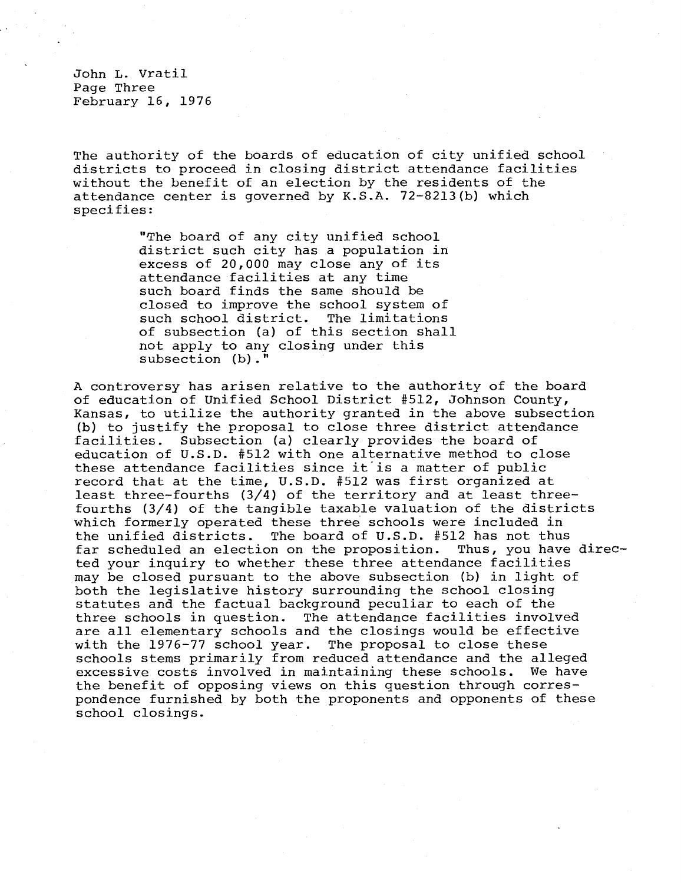The authority of the boards of education of city unified school districts to proceed in closing district attendance facilities without the benefit of an election by the residents of the attendance center is governed by K.S.A. 72-8213(b) which specifies:

> "The board of any city unified school district such city has a population in excess of 20,000 may close any of its attendance facilities at any time such board finds the same should be closed to improve the school system of such school district. The limitations of subsection (a) of this section shall not apply to any closing under this subsection (b)."

A controversy has arisen relative to the authority of the board of education of Unified School District #512, Johnson County, Kansas, to utilize the authority granted in the above subsection (b) to justify the proposal to close three district attendance facilities. Subsection (a) clearly provides the board of education of U.S.D. #512 with one alternative method to close these attendance facilities since it is a matter of public record that at the time, U.S.D. #512 was first organized at least three-fourths (3/4) of the territory and at least three-fourths (3/4) of the tangible taxable valuation of the districts which formerly operated these three schools were included in the unified districts. The board of U.S.D. #512 has not thus far scheduled an election on the proposition. Thus, you have directed your inquiry to whether these three attendance facilities may be closed pursuant to the above subsection (b) in light of both the legislative history surrounding the school closing statutes and the factual background peculiar to each of the three schools in question. The attendance facilities involved are all elementary schools and the closings would be effective with the 1976-77 school year. The proposal to close these schools stems primarily from reduced attendance and the alleged excessive costs involved in maintaining these schools. We have the benefit of opposing views on this question through correspondence furnished by both the proponents and opponents of these school closings.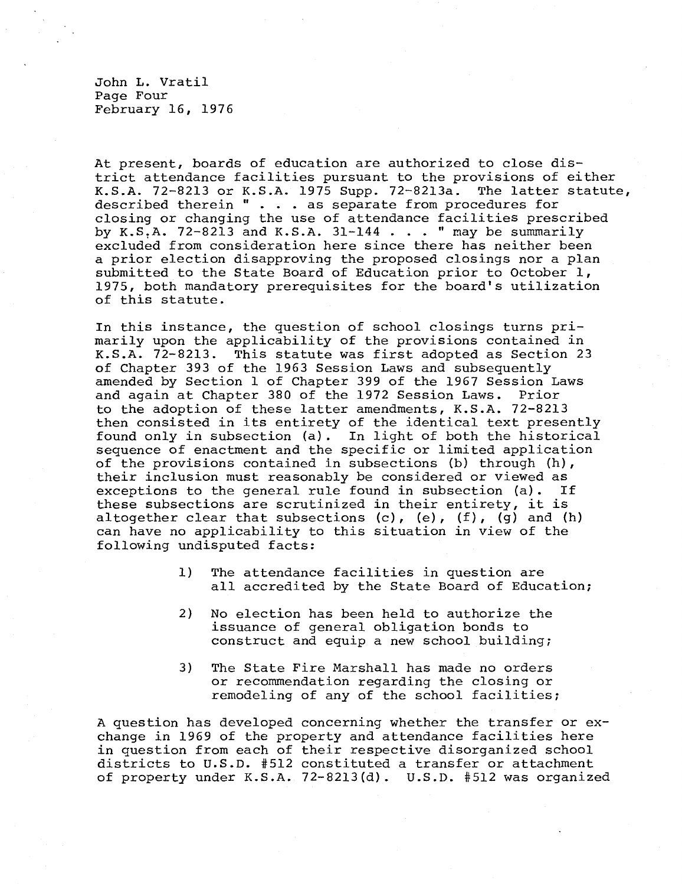At present, boards of education are authorized to close district attendance facilities pursuant to the provisions of either K.S.A. 72-8213 or K.S.A. 1975 Supp. 72-8213a. The latter statute, described therein " . . . as separate from procedures for closing or changing the use of attendance facilities prescribed by K.S.A. 72-8213 and K.S.A. 31-144 . . . " may be summarily excluded from consideration here since there has neither been a prior election disapproving the proposed closings nor a plan submitted to the State Board of Education prior to October 1, 1975, both mandatory prerequisites for the board's utilization of this statute.

In this instance, the question of school closings turns primarily upon the applicability of the provisions contained in K.S.A. 72-8213. This statute was first adopted as Section 23 of Chapter 393 of the 1963 Session Laws and subsequently amended by Section 1 of Chapter 399 of the 1967 Session Laws and again at Chapter 380 of the 1972 Session Laws. Prior to the adoption of these latter amendments, K.S.A. 72-8213 then consisted in its entirety of the identical text presently found only in subsection (a). In light of both the historical sequence of enactment and the specific or limited application of the provisions contained in subsections (b) through (h), their inclusion must reasonably be considered or viewed as exceptions to the general rule found in subsection (a). If these subsections are scrutinized in their entirety, it is altogether clear that subsections (c), (e), (f), (g) and (h) can have no applicability to this situation in view of the following undisputed facts:

1) The attendance facilities in question are all accredited by the State Board of Education;

2) No election has been held to authorize the issuance of general obligation bonds to construct and equip a new school building;

3) The State Fire Marshall has made no orders or recommendation regarding the closing or remodeling of any of the school facilities;

A question has developed concerning whether the transfer or exchange in 1969 of the property and attendance facilities here in question from each of their respective disorganized school districts to U.S.D. #512 constituted a transfer or attachment of property under K.S.A. 72-8213(d). U.S.D. #512 was organized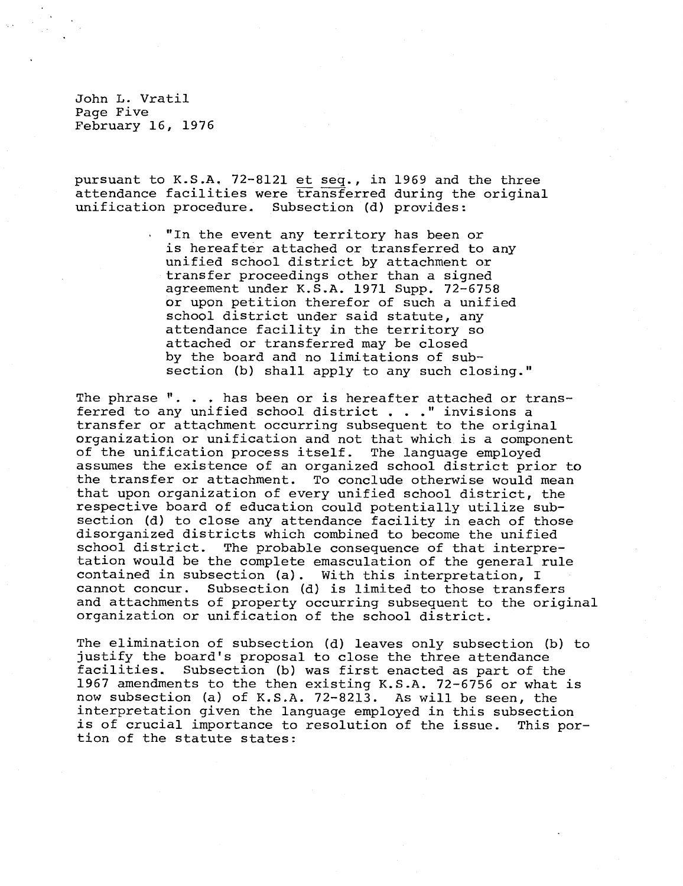pursuant to K.S.A. 72-8121 *et seq.*, in 1969 and the three attendance facilities were transferred during the original unification procedure. Subsection (d) provides:

> "In the event any territory has been or is hereafter attached or transferred to any unified school district by attachment or transfer proceedings other than a signed agreement under K.S.A. 1971 Supp. 72-6758 or upon petition therefor of such a unified school district under said statute, any attendance facility in the territory so attached or transferred may be closed by the board and no limitations of subsection (b) shall apply to any such closing."

The phrase ". . . has been or is hereafter attached or transferred to any unified school district . . ." invisions a transfer or attachment occurring subsequent to the original organization or unification and not that which is a component of the unification process itself. The language employed assumes the existence of an organized school district prior to the transfer or attachment. To conclude otherwise would mean that upon organization of every unified school district, the respective board of education could potentially utilize subsection (d) to close any attendance facility in each of those disorganized districts which combined to become the unified school district. The probable consequence of that interpretation would be the complete emasculation of the general rule contained in subsection (a). With this interpretation, I cannot concur. Subsection (d) is limited to those transfers and attachments of property occurring subsequent to the original organization or unification of the school district.

The elimination of subsection (d) leaves only subsection (b) to justify the board's proposal to close the three attendance facilities. Subsection (b) was first enacted as part of the 1967 amendments to the then existing K.S.A. 72-6756 or what is now subsection (a) of K.S.A. 72-8213. As will be seen, the interpretation given the language employed in this subsection is of crucial importance to resolution of the issue. This portion of the statute states: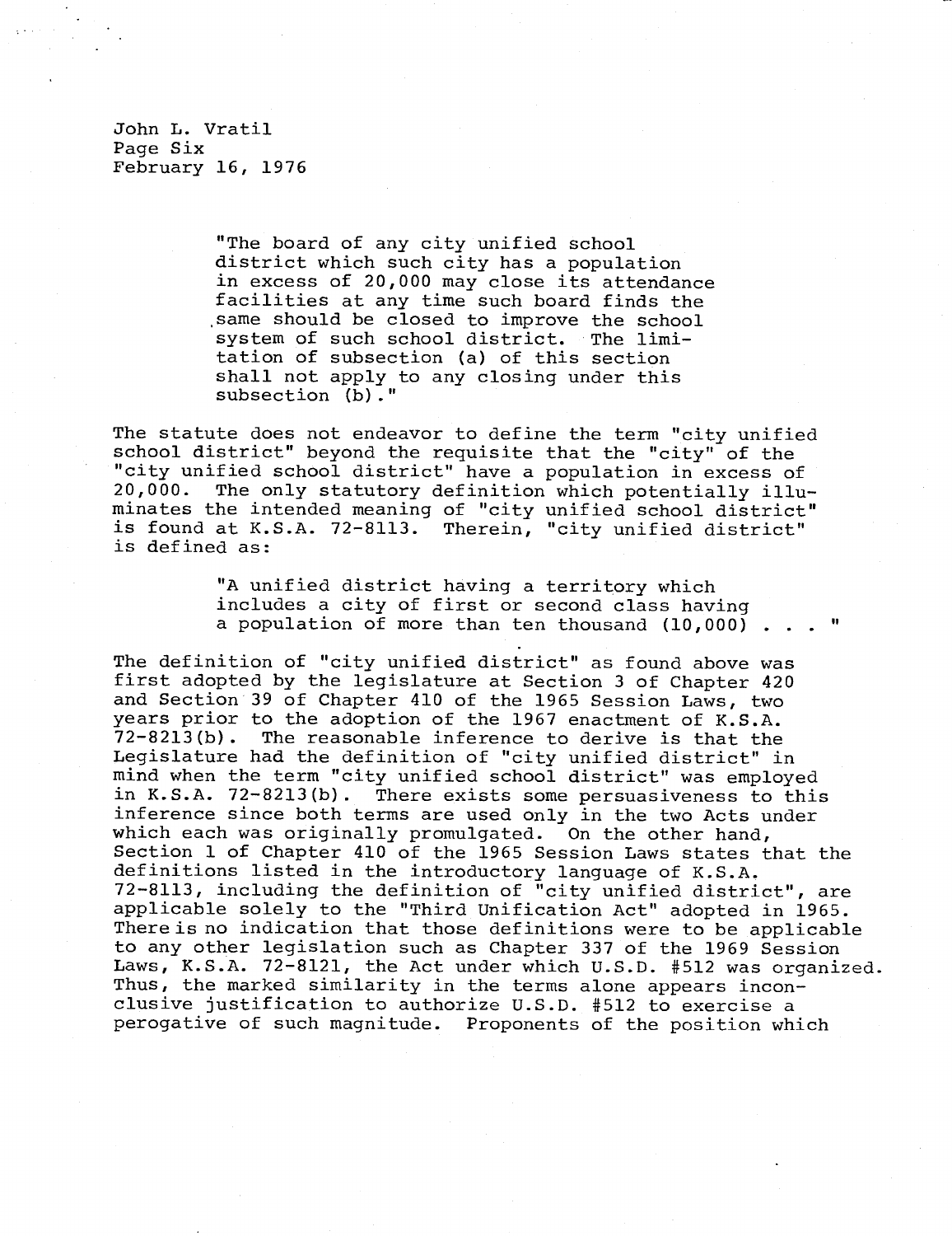> "The board of any city unified school district which such city has a population in excess of 20,000 may close its attendance facilities at any time such board finds the same should be closed to improve the school system of such school district. The limitation of subsection (a) of this section shall not apply to any closing under this subsection (b)."

The statute does not endeavor to define the term "city unified school district" beyond the requisite that the "city" of the "city unified school district" have a population in excess of 20,000. The only statutory definition which potentially illuminates the intended meaning of "city unified school district" is found at K.S.A. 72-8113. Therein, "city unified district" is defined as:

> "A unified district having a territory which includes a city of first or second class having a population of more than ten thousand (10,000) . . . "

The definition of "city unified district" as found above was first adopted by the legislature at Section 3 of Chapter 420 and Section 39 of Chapter 410 of the 1965 Session Laws, two years prior to the adoption of the 1967 enactment of K.S.A. 72-8213(b). The reasonable inference to derive is that the Legislature had the definition of "city unified district" in mind when the term "city unified school district" was employed in K.S.A. 72-8213(b). There exists some persuasiveness to this inference since both terms are used only in the two Acts under which each was originally promulgated. On the other hand, Section 1 of Chapter 410 of the 1965 Session Laws states that the definitions listed in the introductory language of K.S.A. 72-8113, including the definition of "city unified district", are applicable solely to the "Third Unification Act" adopted in 1965. There is no indication that those definitions were to be applicable to any other legislation such as Chapter 337 of the 1969 Session Laws, K.S.A. 72-8121, the Act under which U.S.D. #512 was organized. Thus, the marked similarity in the terms alone appears inconclusive justification to authorize U.S.D. #512 to exercise a perogative of such magnitude. Proponents of the position which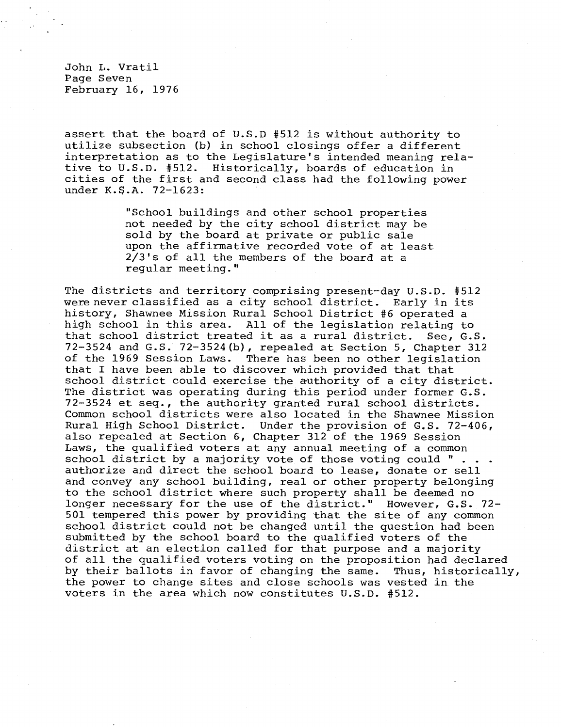assert that the board of U.S.D #512 is without authority to utilize subsection (b) in school closings offer a different interpretation as to the Legislature's intended meaning relative to U.S.D. #512. Historically, boards of education in cities of the first and second class had the following power under K.S.A. 72-1623:

> "School buildings and other school properties not needed by the city school district may be sold by the board at private or public sale upon the affirmative recorded vote of at least 2/3's of all the members of the board at a regular meeting."

The districts and territory comprising present-day U.S.D. #512 were never classified as a city school district. Early in its history, Shawnee Mission Rural School District #6 operated a high school in this area. All of the legislation relating to that school district treated it as a rural district. See, G.S. 72-3524 and G.S. 72-3524(b), repealed at Section 5, Chapter 312 of the 1969 Session Laws. There has been no other legislation that I have been able to discover which provided that that school district could exercise the authority of a city district. The district was operating during this period under former G.S. 72-3524 et seq., the authority granted rural school districts. Common school districts were also located in the Shawnee Mission Rural High School District. Under the provision of G.S. 72-406, also repealed at Section 6, Chapter 312 of the 1969 Session Laws, the qualified voters at any annual meeting of a common school district by a majority vote of those voting could " . . . authorize and direct the school board to lease, donate or sell and convey any school building, real or other property belonging to the school district where such property shall be deemed no longer necessary for the use of the district." However, G.S. 72-501 tempered this power by providing that the site of any common school district could not be changed until the question had been submitted by the school board to the qualified voters of the district at an election called for that purpose and a majority of all the qualified voters voting on the proposition had declared by their ballots in favor of changing the same. Thus, historically, the power to change sites and close schools was vested in the voters in the area which now constitutes U.S.D. #512.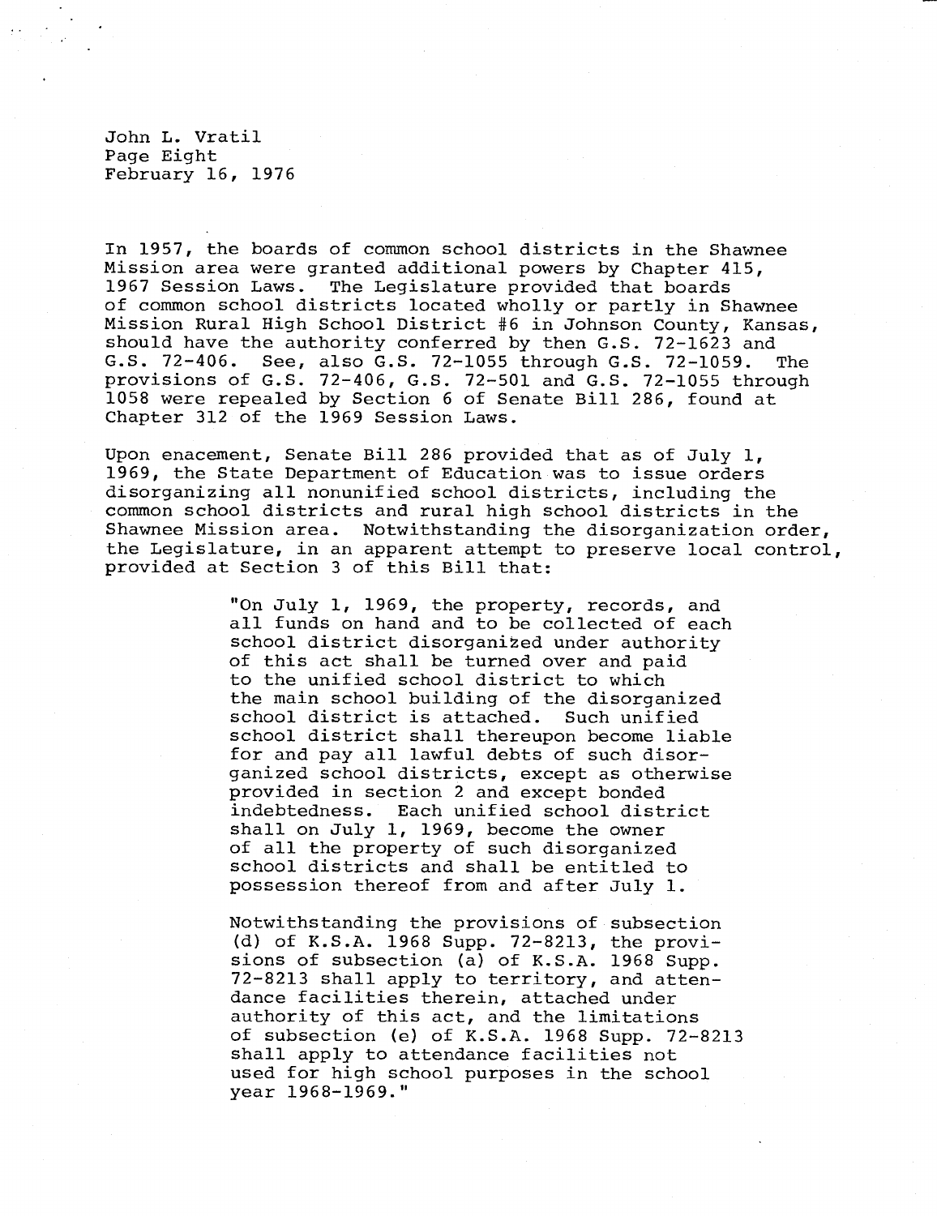In 1957, the boards of common school districts in the Shawnee Mission area were granted additional powers by Chapter 415, 1967 Session Laws. The Legislature provided that boards of common school districts located wholly or partly in Shawnee Mission Rural High School District #6 in Johnson County, Kansas, should have the authority conferred by then G.S. 72-1623 and G.S. 72-406. See, also G.S. 72-1055 through G.S. 72-1059. The provisions of G.S. 72-406, G.S. 72-501 and G.S. 72-1055 through 1058 were repealed by Section 6 of Senate Bill 286, found at Chapter 312 of the 1969 Session Laws.

Upon enacement, Senate Bill 286 provided that as of July 1, 1969, the State Department of Education was to issue orders disorganizing all nonunified school districts, including the common school districts and rural high school districts in the Shawnee Mission area. Notwithstanding the disorganization order, the Legislature, in an apparent attempt to preserve local control, provided at Section 3 of this Bill that:

> "On July 1, 1969, the property, records, and all funds on hand and to be collected of each school district disorganized under authority of this act shall be turned over and paid to the unified school district to which the main school building of the disorganized school district is attached. Such unified school district shall thereupon become liable for and pay all lawful debts of such disorganized school districts, except as otherwise provided in section 2 and except bonded indebtedness. Each unified school district shall on July 1, 1969, become the owner of all the property of such disorganized school districts and shall be entitled to possession thereof from and after July 1.
>
> Notwithstanding the provisions of subsection (d) of K.S.A. 1968 Supp. 72-8213, the provisions of subsection (a) of K.S.A. 1968 Supp. 72-8213 shall apply to territory, and attendance facilities therein, attached under authority of this act, and the limitations of subsection (e) of K.S.A. 1968 Supp. 72-8213 shall apply to attendance facilities not used for high school purposes in the school year 1968-1969."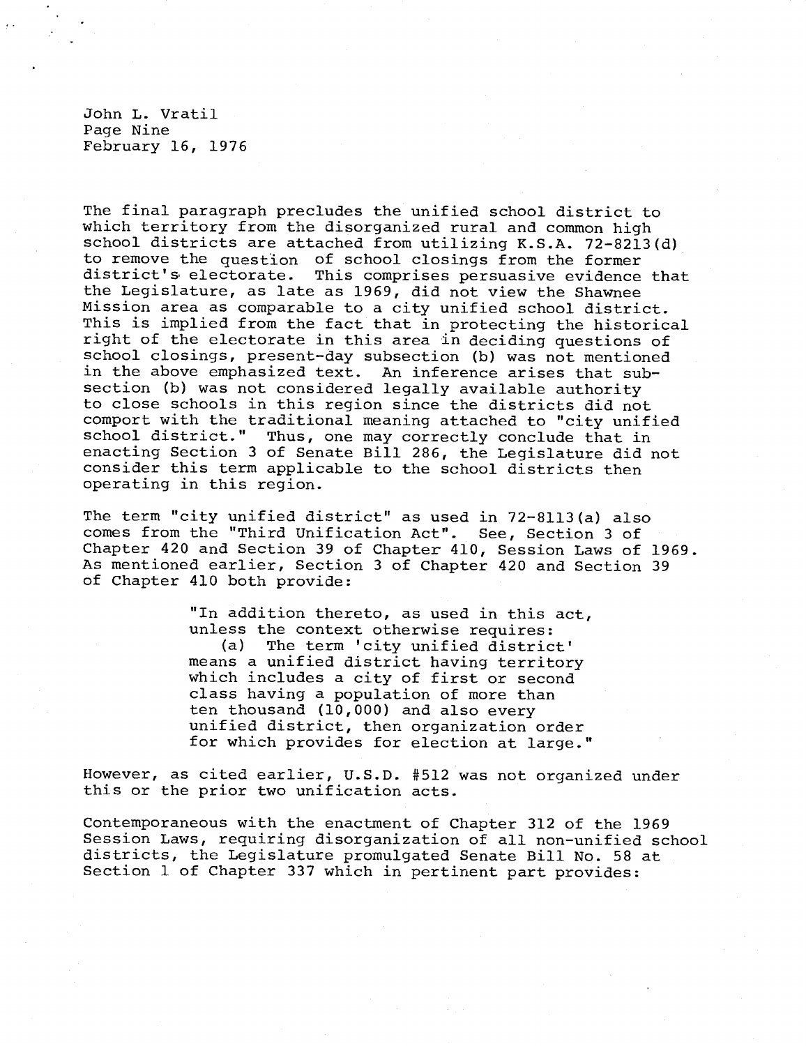The final paragraph precludes the unified school district to which territory from the disorganized rural and common high school districts are attached from utilizing K.S.A. 72-8213(d) to remove the question of school closings from the former district's electorate. This comprises persuasive evidence that the Legislature, as late as 1969, did not view the Shawnee Mission area as comparable to a city unified school district. This is implied from the fact that in protecting the historical right of the electorate in this area in deciding questions of school closings, present-day subsection (b) was not mentioned in the above emphasized text. An inference arises that subsection (b) was not considered legally available authority to close schools in this region since the districts did not comport with the traditional meaning attached to "city unified school district." Thus, one may correctly conclude that in enacting Section 3 of Senate Bill 286, the Legislature did not consider this term applicable to the school districts then operating in this region.

The term "city unified district" as used in 72-8113(a) also comes from the "Third Unification Act". See, Section 3 of Chapter 420 and Section 39 of Chapter 410, Session Laws of 1969. As mentioned earlier, Section 3 of Chapter 420 and Section 39 of Chapter 410 both provide:

> "In addition thereto, as used in this act, unless the context otherwise requires:
> (a) The term 'city unified district' means a unified district having territory which includes a city of first or second class having a population of more than ten thousand (10,000) and also every unified district, then organization order for which provides for election at large."

However, as cited earlier, U.S.D. #512 was not organized under this or the prior two unification acts.

Contemporaneous with the enactment of Chapter 312 of the 1969 Session Laws, requiring disorganization of all non-unified school districts, the Legislature promulgated Senate Bill No. 58 at Section 1 of Chapter 337 which in pertinent part provides: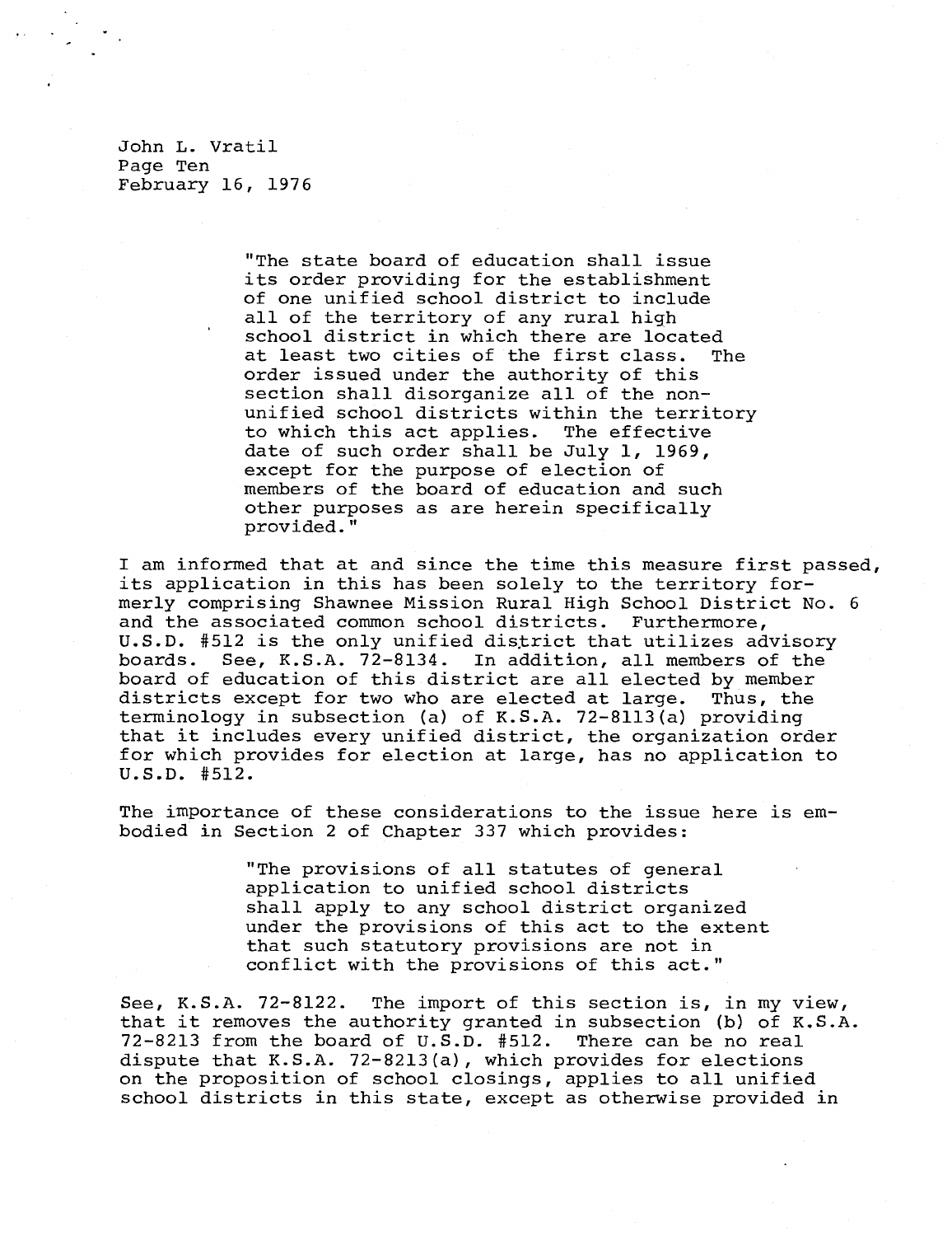> "The state board of education shall issue its order providing for the establishment of one unified school district to include all of the territory of any rural high school district in which there are located at least two cities of the first class. The order issued under the authority of this section shall disorganize all of the non-unified school districts within the territory to which this act applies. The effective date of such order shall be July 1, 1969, except for the purpose of election of members of the board of education and such other purposes as are herein specifically provided."

I am informed that at and since the time this measure first passed, its application in this has been solely to the territory formerly comprising Shawnee Mission Rural High School District No. 6 and the associated common school districts. Furthermore, U.S.D. #512 is the only unified district that utilizes advisory boards. See, K.S.A. 72-8134. In addition, all members of the board of education of this district are all elected by member districts except for two who are elected at large. Thus, the terminology in subsection (a) of K.S.A. 72-8113(a) providing that it includes every unified district, the organization order for which provides for election at large, has no application to U.S.D. #512.

The importance of these considerations to the issue here is embodied in Section 2 of Chapter 337 which provides:

> "The provisions of all statutes of general application to unified school districts shall apply to any school district organized under the provisions of this act to the extent that such statutory provisions are not in conflict with the provisions of this act."

See, K.S.A. 72-8122. The import of this section is, in my view, that it removes the authority granted in subsection (b) of K.S.A. 72-8213 from the board of U.S.D. #512. There can be no real dispute that K.S.A. 72-8213(a), which provides for elections on the proposition of school closings, applies to all unified school districts in this state, except as otherwise provided in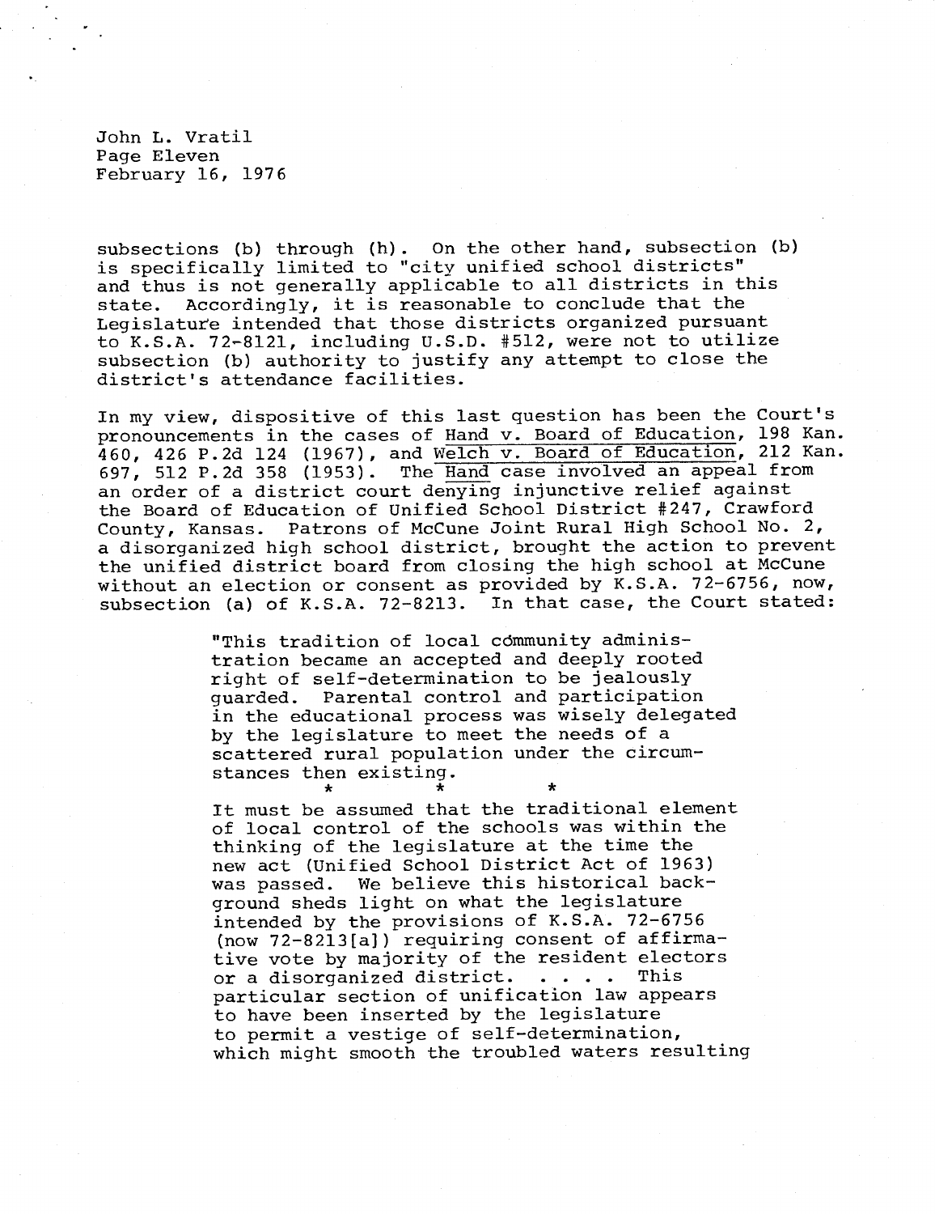subsections (b) through (h). On the other hand, subsection (b) is specifically limited to "city unified school districts" and thus is not generally applicable to all districts in this state. Accordingly, it is reasonable to conclude that the Legislature intended that those districts organized pursuant to K.S.A. 72-8121, including U.S.D. #512, were not to utilize subsection (b) authority to justify any attempt to close the district's attendance facilities.

In my view, dispositive of this last question has been the Court's pronouncements in the cases of Hand v. Board of Education, 198 Kan. 460, 426 P.2d 124 (1967), and Welch v. Board of Education, 212 Kan. 697, 512 P.2d 358 (1953). The Hand case involved an appeal from an order of a district court denying injunctive relief against the Board of Education of Unified School District #247, Crawford County, Kansas. Patrons of McCune Joint Rural High School No. 2, a disorganized high school district, brought the action to prevent the unified district board from closing the high school at McCune without an election or consent as provided by K.S.A. 72-6756, now, subsection (a) of K.S.A. 72-8213. In that case, the Court stated:

> "This tradition of local community administration became an accepted and deeply rooted right of self-determination to be jealously guarded. Parental control and participation in the educational process was wisely delegated by the legislature to meet the needs of a scattered rural population under the circumstances then existing.
>
> \* \* \*
>
> It must be assumed that the traditional element of local control of the schools was within the thinking of the legislature at the time the new act (Unified School District Act of 1963) was passed. We believe this historical background sheds light on what the legislature intended by the provisions of K.S.A. 72-6756 (now 72-8213[a]) requiring consent of affirmative vote by majority of the resident electors or a disorganized district. . . . . This particular section of unification law appears to have been inserted by the legislature to permit a vestige of self-determination, which might smooth the troubled waters resulting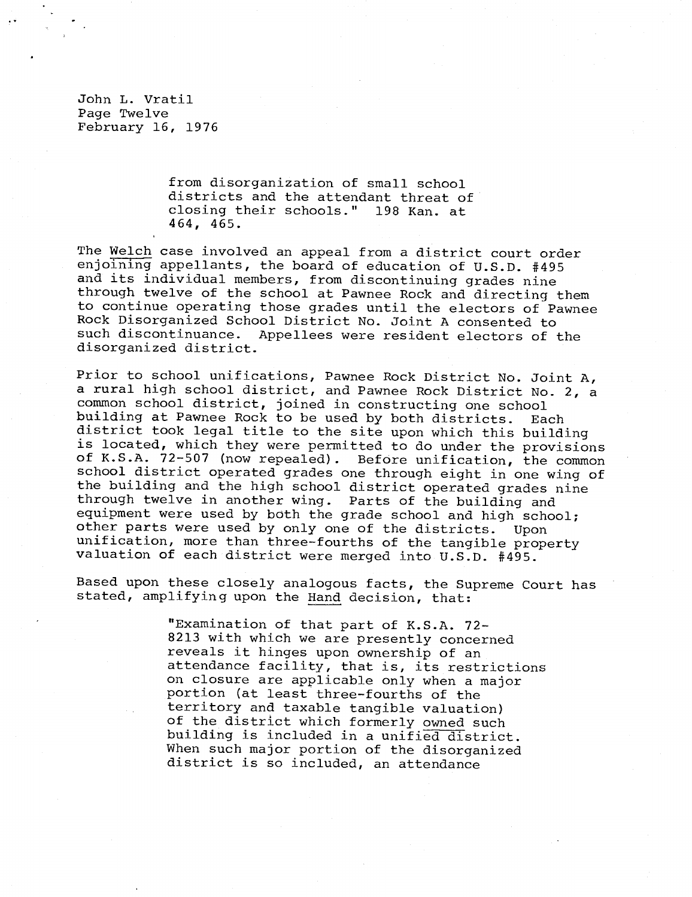> from disorganization of small school districts and the attendant threat of closing their schools." 198 Kan. at 464, 465.

The Welch case involved an appeal from a district court order enjoining appellants, the board of education of U.S.D. #495 and its individual members, from discontinuing grades nine through twelve of the school at Pawnee Rock and directing them to continue operating those grades until the electors of Pawnee Rock Disorganized School District No. Joint A consented to such discontinuance. Appellees were resident electors of the disorganized district.

Prior to school unifications, Pawnee Rock District No. Joint A, a rural high school district, and Pawnee Rock District No. 2, a common school district, joined in constructing one school building at Pawnee Rock to be used by both districts. Each district took legal title to the site upon which this building is located, which they were permitted to do under the provisions of K.S.A. 72-507 (now repealed). Before unification, the common school district operated grades one through eight in one wing of the building and the high school district operated grades nine through twelve in another wing. Parts of the building and equipment were used by both the grade school and high school; other parts were used by only one of the districts. Upon unification, more than three-fourths of the tangible property valuation of each district were merged into U.S.D. #495.

Based upon these closely analogous facts, the Supreme Court has stated, amplifying upon the Hand decision, that:

> "Examination of that part of K.S.A. 72-8213 with which we are presently concerned reveals it hinges upon ownership of an attendance facility, that is, its restrictions on closure are applicable only when a major portion (at least three-fourths of the territory and taxable tangible valuation) of the district which formerly owned such building is included in a unified district. When such major portion of the disorganized district is so included, an attendance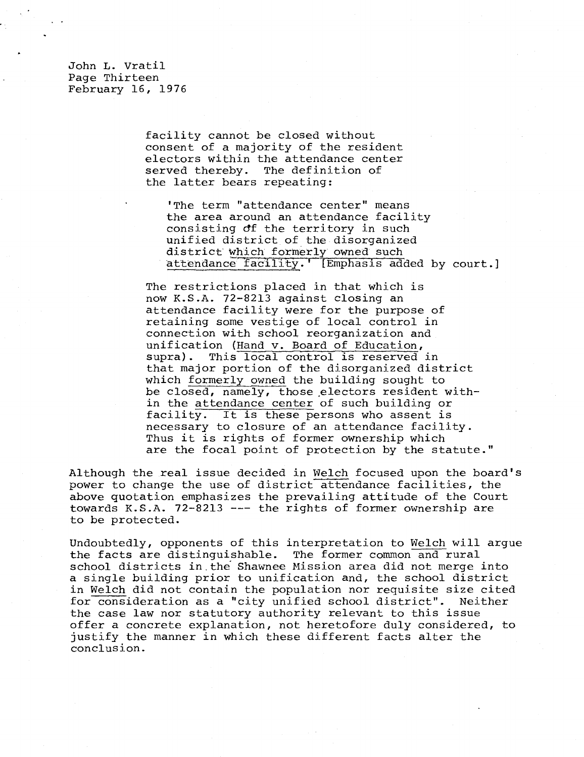facility cannot be closed without consent of a majority of the resident electors within the attendance center served thereby. The definition of the latter bears repeating:

> 'The term "attendance center" means the area around an attendance facility consisting of the territory in such unified district of the disorganized district <u>which formerly owned such attendance facility</u>.' [Emphasis added by court.]

> The restrictions placed in that which is now K.S.A. 72-8213 against closing an attendance facility were for the purpose of retaining some vestige of local control in connection with school reorganization and unification (<u>Hand v. Board of Education</u>, supra). This local control is reserved in that major portion of the disorganized district which <u>formerly owned</u> the building sought to be closed, namely, those electors resident within the <u>attendance center</u> of such building or facility. It is these persons who assent is necessary to closure of an attendance facility. Thus it is rights of former ownership which are the focal point of protection by the statute."

Although the real issue decided in <u>Welch</u> focused upon the board's power to change the use of district attendance facilities, the above quotation emphasizes the prevailing attitude of the Court towards K.S.A. 72-8213 --- the rights of former ownership are to be protected.

Undoubtedly, opponents of this interpretation to <u>Welch</u> will argue the facts are distinguishable. The former common and rural school districts in the Shawnee Mission area did not merge into a single building prior to unification and, the school district in <u>Welch</u> did not contain the population nor requisite size cited for consideration as a "city unified school district". Neither the case law nor statutory authority relevant to this issue offer a concrete explanation, not heretofore duly considered, to justify the manner in which these different facts alter the conclusion.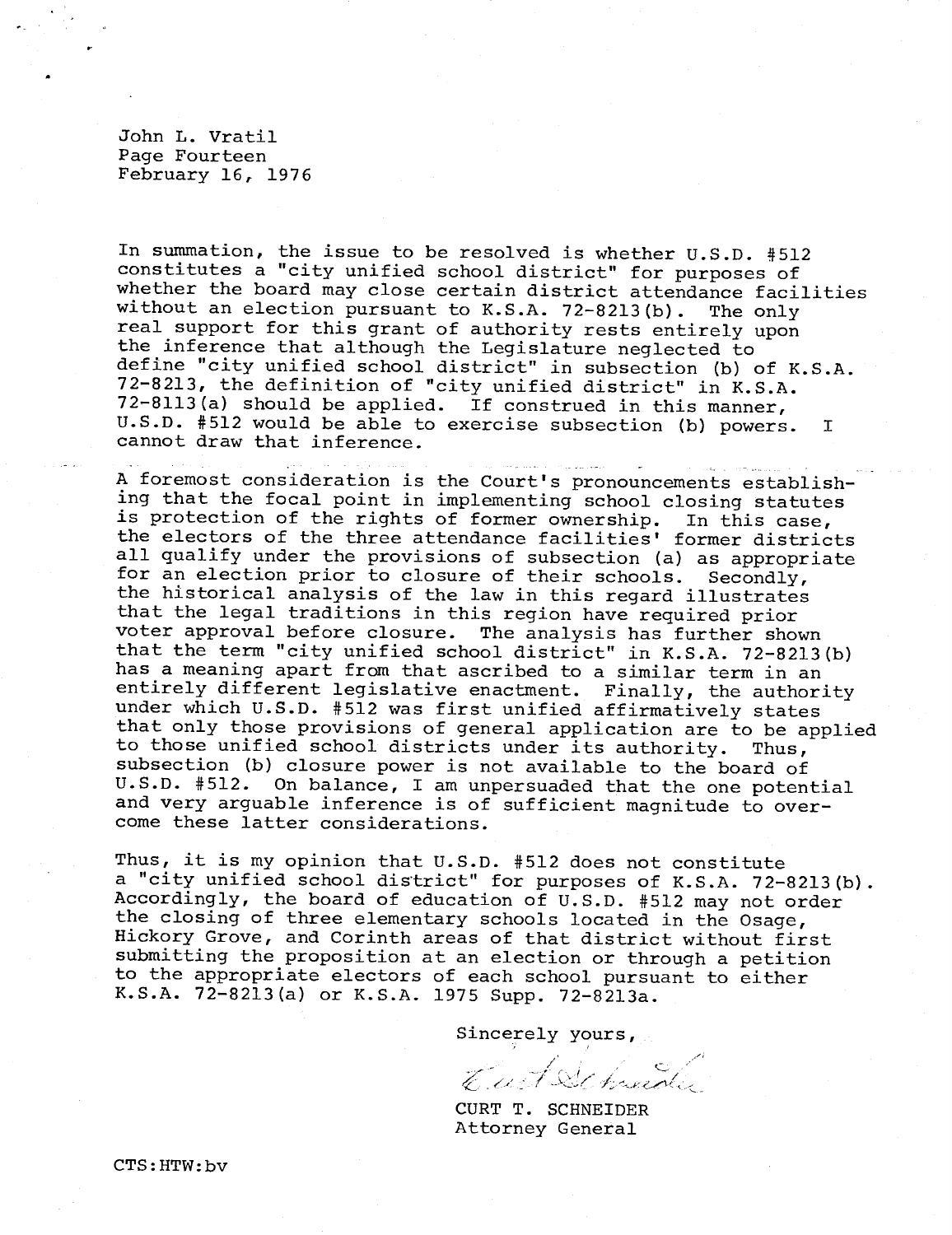John L. Vratil
Page Fourteen
February 16, 1976

In summation, the issue to be resolved is whether U.S.D. #512 constitutes a "city unified school district" for purposes of whether the board may close certain district attendance facilities without an election pursuant to K.S.A. 72-8213(b). The only real support for this grant of authority rests entirely upon the inference that although the Legislature neglected to define "city unified school district" in subsection (b) of K.S.A. 72-8213, the definition of "city unified district" in K.S.A. 72-8113(a) should be applied. If construed in this manner, U.S.D. #512 would be able to exercise subsection (b) powers. I cannot draw that inference.

A foremost consideration is the Court's pronouncements establishing that the focal point in implementing school closing statutes is protection of the rights of former ownership. In this case, the electors of the three attendance facilities' former districts all qualify under the provisions of subsection (a) as appropriate for an election prior to closure of their schools. Secondly, the historical analysis of the law in this regard illustrates that the legal traditions in this region have required prior voter approval before closure. The analysis has further shown that the term "city unified school district" in K.S.A. 72-8213(b) has a meaning apart from that ascribed to a similar term in an entirely different legislative enactment. Finally, the authority under which U.S.D. #512 was first unified affirmatively states that only those provisions of general application are to be applied to those unified school districts under its authority. Thus, subsection (b) closure power is not available to the board of U.S.D. #512. On balance, I am unpersuaded that the one potential and very arguable inference is of sufficient magnitude to overcome these latter considerations.

Thus, it is my opinion that U.S.D. #512 does not constitute a "city unified school district" for purposes of K.S.A. 72-8213(b). Accordingly, the board of education of U.S.D. #512 may not order the closing of three elementary schools located in the Osage, Hickory Grove, and Corinth areas of that district without first submitting the proposition at an election or through a petition to the appropriate electors of each school pursuant to either K.S.A. 72-8213(a) or K.S.A. 1975 Supp. 72-8213a.

Sincerely yours,

Curt Schneider

CURT T. SCHNEIDER
Attorney General

CTS:HTW:bv